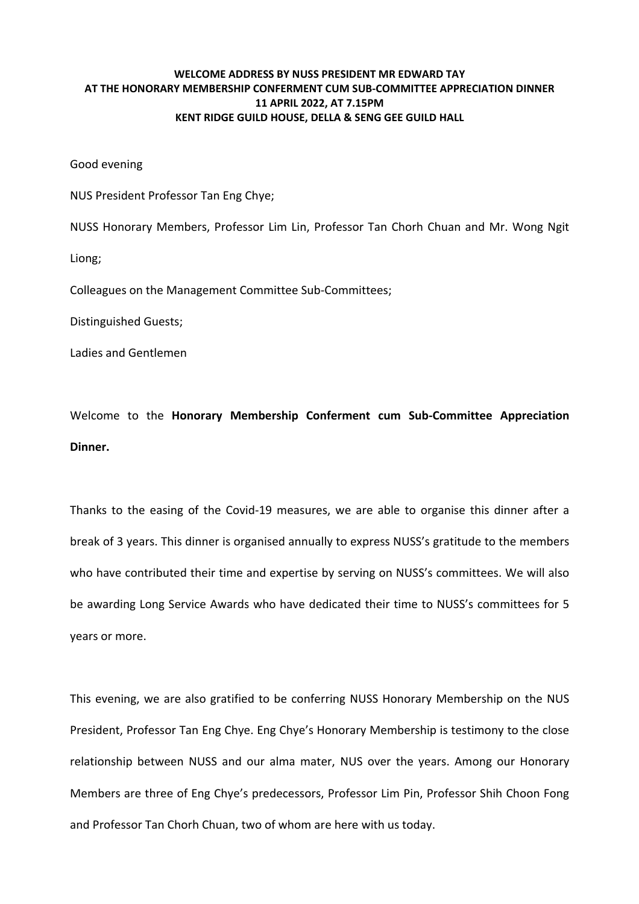**WELCOME ADDRESS BY NUSS PRESIDENT MR EDWARD TAY**
**AT THE HONORARY MEMBERSHIP CONFERMENT CUM SUB-COMMITTEE APPRECIATION DINNER**
**11 APRIL 2022, AT 7.15PM**
**KENT RIDGE GUILD HOUSE, DELLA & SENG GEE GUILD HALL**

Good evening

NUS President Professor Tan Eng Chye;

NUSS Honorary Members, Professor Lim Lin, Professor Tan Chorh Chuan and Mr. Wong Ngit Liong;

Colleagues on the Management Committee Sub-Committees;

Distinguished Guests;

Ladies and Gentlemen

Welcome to the **Honorary Membership Conferment cum Sub-Committee Appreciation Dinner.**

Thanks to the easing of the Covid-19 measures, we are able to organise this dinner after a break of 3 years. This dinner is organised annually to express NUSS's gratitude to the members who have contributed their time and expertise by serving on NUSS's committees. We will also be awarding Long Service Awards who have dedicated their time to NUSS's committees for 5 years or more.

This evening, we are also gratified to be conferring NUSS Honorary Membership on the NUS President, Professor Tan Eng Chye. Eng Chye's Honorary Membership is testimony to the close relationship between NUSS and our alma mater, NUS over the years. Among our Honorary Members are three of Eng Chye's predecessors, Professor Lim Pin, Professor Shih Choon Fong and Professor Tan Chorh Chuan, two of whom are here with us today.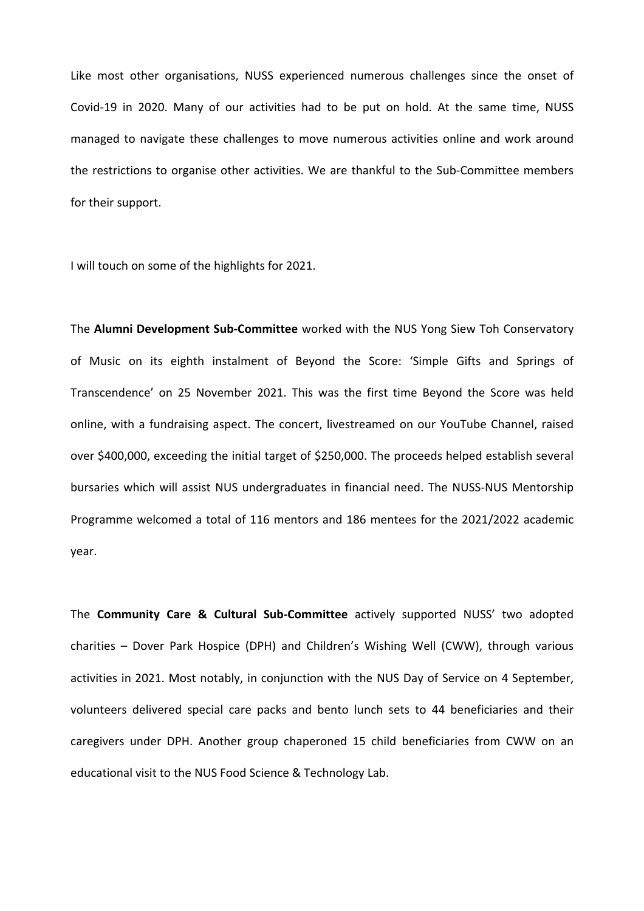Like most other organisations, NUSS experienced numerous challenges since the onset of Covid-19 in 2020. Many of our activities had to be put on hold. At the same time, NUSS managed to navigate these challenges to move numerous activities online and work around the restrictions to organise other activities. We are thankful to the Sub-Committee members for their support.

I will touch on some of the highlights for 2021.

The **Alumni Development Sub-Committee** worked with the NUS Yong Siew Toh Conservatory of Music on its eighth instalment of Beyond the Score: 'Simple Gifts and Springs of Transcendence' on 25 November 2021. This was the first time Beyond the Score was held online, with a fundraising aspect. The concert, livestreamed on our YouTube Channel, raised over $400,000, exceeding the initial target of $250,000. The proceeds helped establish several bursaries which will assist NUS undergraduates in financial need. The NUSS-NUS Mentorship Programme welcomed a total of 116 mentors and 186 mentees for the 2021/2022 academic year.

The **Community Care & Cultural Sub-Committee** actively supported NUSS' two adopted charities – Dover Park Hospice (DPH) and Children's Wishing Well (CWW), through various activities in 2021. Most notably, in conjunction with the NUS Day of Service on 4 September, volunteers delivered special care packs and bento lunch sets to 44 beneficiaries and their caregivers under DPH. Another group chaperoned 15 child beneficiaries from CWW on an educational visit to the NUS Food Science & Technology Lab.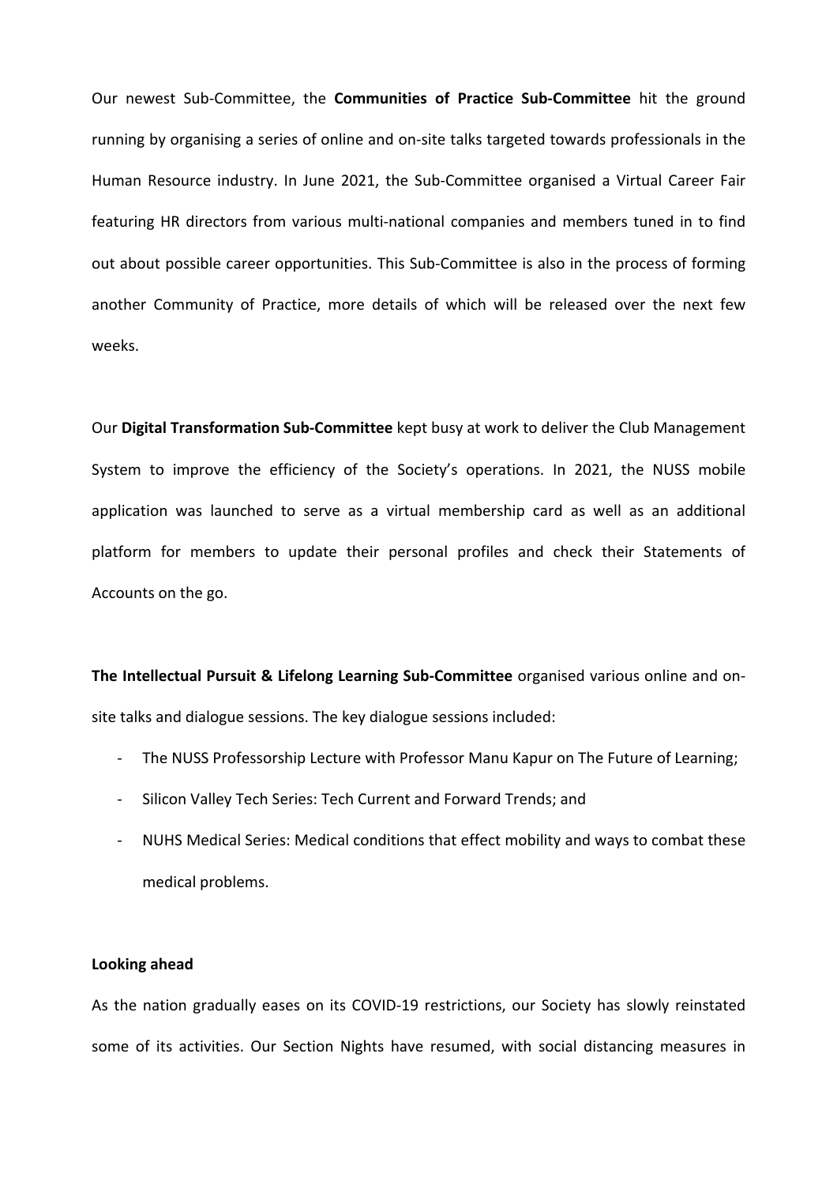Our newest Sub-Committee, the **Communities of Practice Sub-Committee** hit the ground running by organising a series of online and on-site talks targeted towards professionals in the Human Resource industry. In June 2021, the Sub-Committee organised a Virtual Career Fair featuring HR directors from various multi-national companies and members tuned in to find out about possible career opportunities. This Sub-Committee is also in the process of forming another Community of Practice, more details of which will be released over the next few weeks.

Our **Digital Transformation Sub-Committee** kept busy at work to deliver the Club Management System to improve the efficiency of the Society's operations. In 2021, the NUSS mobile application was launched to serve as a virtual membership card as well as an additional platform for members to update their personal profiles and check their Statements of Accounts on the go.

**The Intellectual Pursuit & Lifelong Learning Sub-Committee** organised various online and on-site talks and dialogue sessions. The key dialogue sessions included:

- The NUSS Professorship Lecture with Professor Manu Kapur on The Future of Learning;
- Silicon Valley Tech Series: Tech Current and Forward Trends; and
- NUHS Medical Series: Medical conditions that effect mobility and ways to combat these medical problems.

**Looking ahead**

As the nation gradually eases on its COVID-19 restrictions, our Society has slowly reinstated some of its activities. Our Section Nights have resumed, with social distancing measures in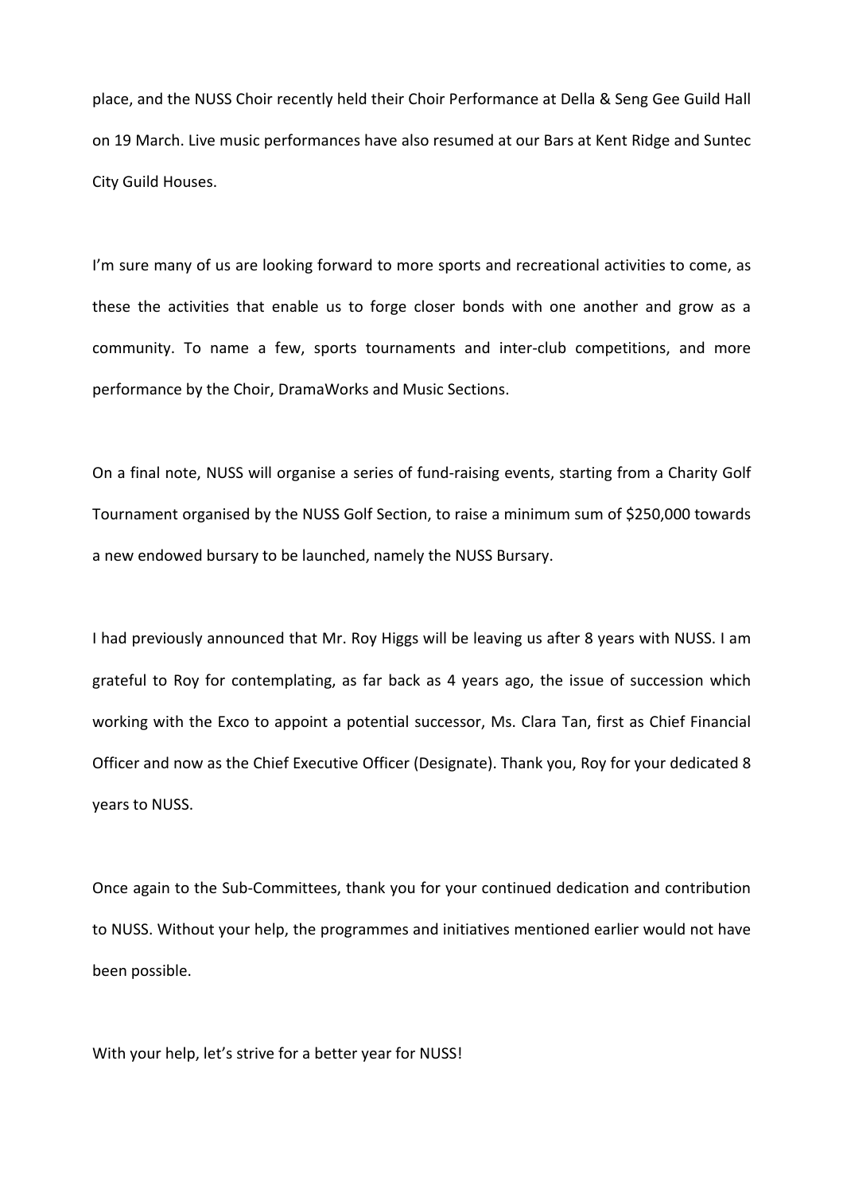place, and the NUSS Choir recently held their Choir Performance at Della & Seng Gee Guild Hall on 19 March. Live music performances have also resumed at our Bars at Kent Ridge and Suntec City Guild Houses.

I'm sure many of us are looking forward to more sports and recreational activities to come, as these the activities that enable us to forge closer bonds with one another and grow as a community. To name a few, sports tournaments and inter-club competitions, and more performance by the Choir, DramaWorks and Music Sections.

On a final note, NUSS will organise a series of fund-raising events, starting from a Charity Golf Tournament organised by the NUSS Golf Section, to raise a minimum sum of $250,000 towards a new endowed bursary to be launched, namely the NUSS Bursary.

I had previously announced that Mr. Roy Higgs will be leaving us after 8 years with NUSS. I am grateful to Roy for contemplating, as far back as 4 years ago, the issue of succession which working with the Exco to appoint a potential successor, Ms. Clara Tan, first as Chief Financial Officer and now as the Chief Executive Officer (Designate). Thank you, Roy for your dedicated 8 years to NUSS.

Once again to the Sub-Committees, thank you for your continued dedication and contribution to NUSS. Without your help, the programmes and initiatives mentioned earlier would not have been possible.

With your help, let's strive for a better year for NUSS!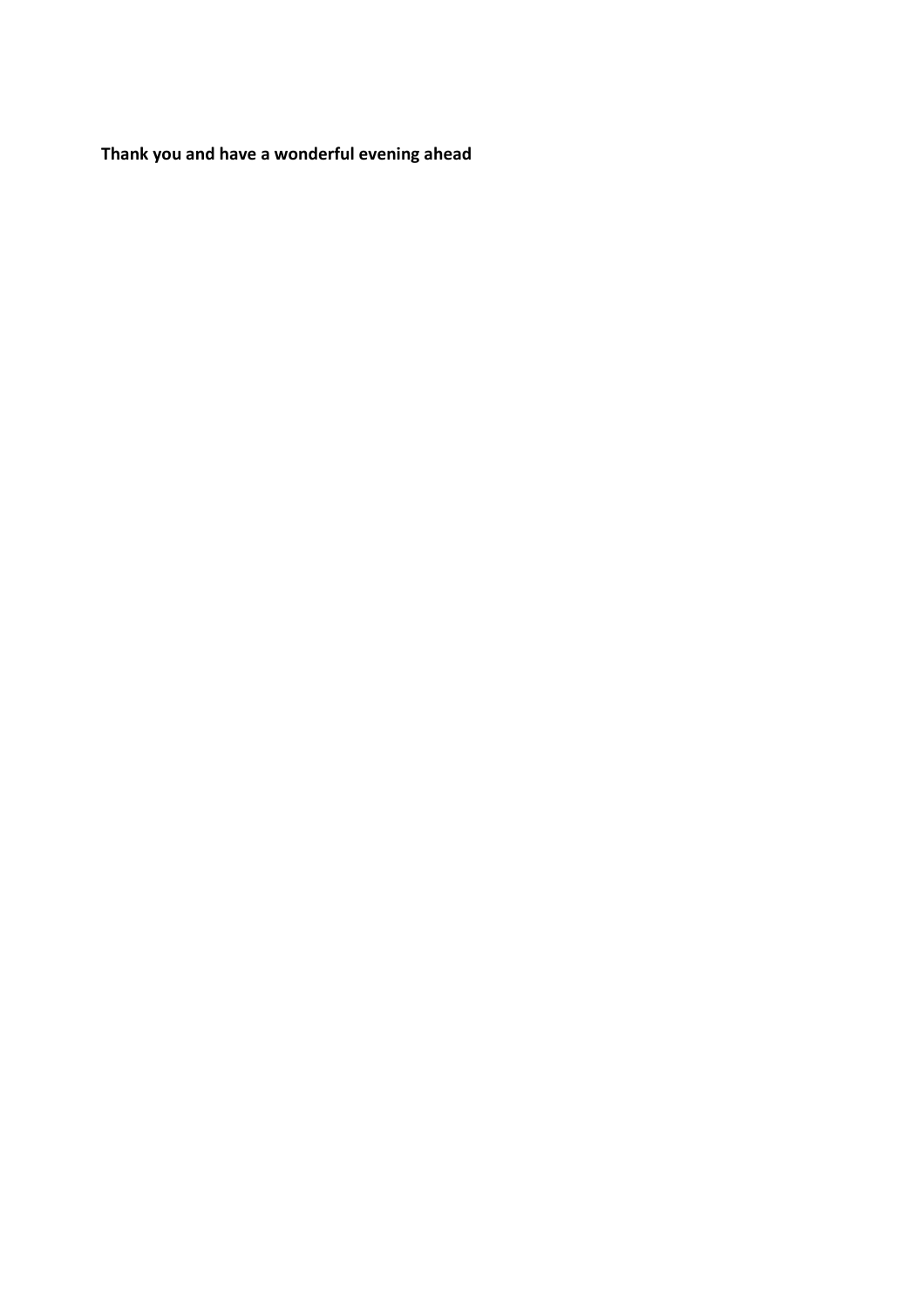**Thank you and have a wonderful evening ahead**